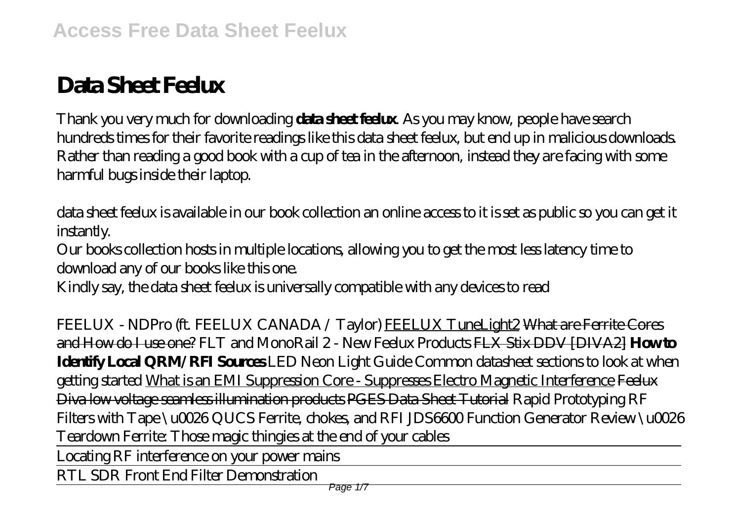# Data Sheet Feelux

Thank you very much for downloading **data sheet feelux**. As you may know, people have search hundreds times for their favorite readings like this data sheet feelux, but end up in malicious downloads. Rather than reading a good book with a cup of tea in the afternoon, instead they are facing with some harmful bugs inside their laptop.

data sheet feelux is available in our book collection an online access to it is set as public so you can get it instantly.

Our books collection hosts in multiple locations, allowing you to get the most less latency time to download any of our books like this one.

Kindly say, the data sheet feelux is universally compatible with any devices to read

*FEELUX - NDPro (ft. FEELUX CANADA / Taylor)* FEELUX TuneLight2 ~~What are Ferrite Cores and How do I use one?~~ *FLT and MonoRail 2 - New Feelux Products* ~~FLX Stix DDV [DIVA2]~~ **How to Identify Local QRM/RFI Sources** *LED Neon Light Guide* *Common datasheet sections to look at when getting started* What is an EMI Suppression Core - Suppresses Electro Magnetic Interference ~~Feelux Diva low voltage seamless illumination products~~ ~~PGES Data Sheet Tutorial~~ *Rapid Prototyping RF Filters with Tape \u0026 QUCS* *Ferrite, chokes, and RFI* *JDS6600 Function Generator Review \u0026 Teardown* *Ferrite: Those magic thingies at the end of your cables*

Locating RF interference on your power mains

RTL SDR Front End Filter Demonstration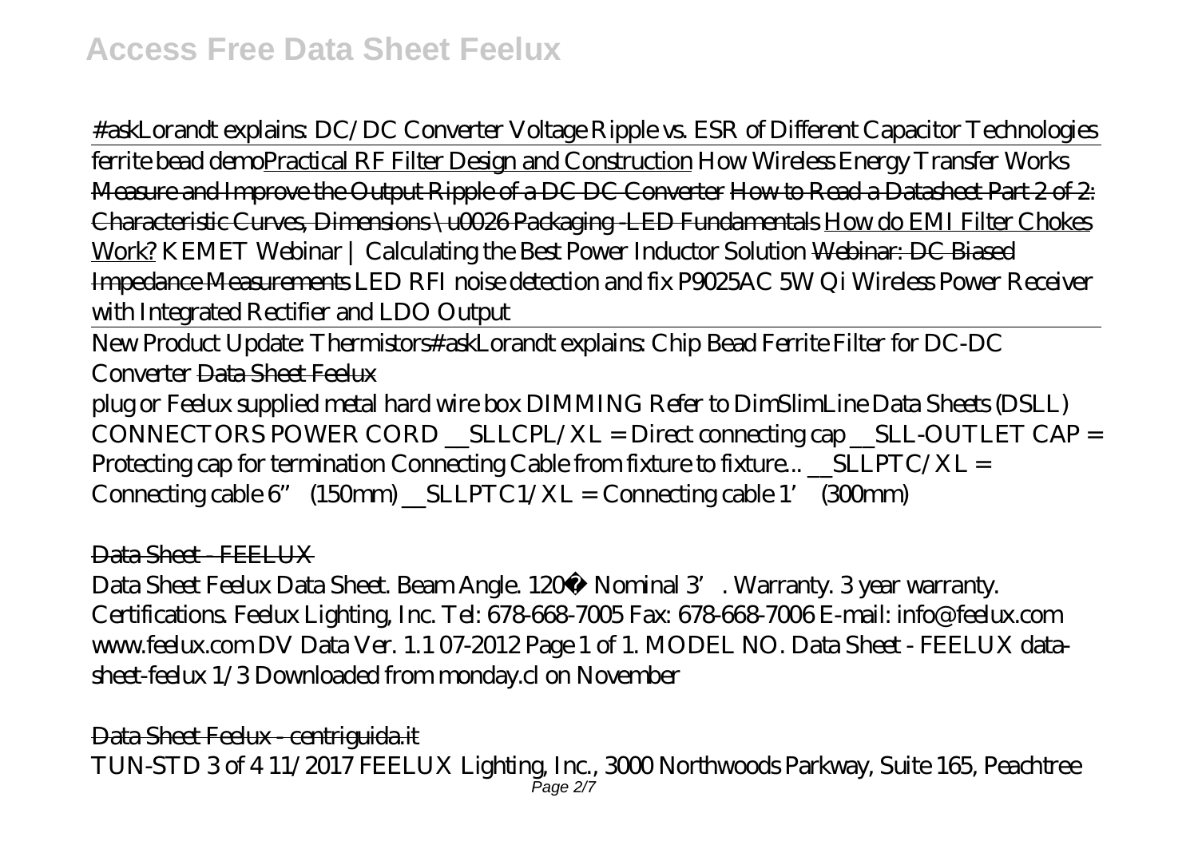#askLorandt explains: DC/DC Converter Voltage Ripple vs. ESR of Different Capacitor Technologies ferrite bead demoPractical RF Filter Design and Construction How Wireless Energy Transfer Works Measure and Improve the Output Ripple of a DC DC Converter How to Read a Datasheet Part 2 of 2: Characteristic Curves, Dimensions \u0026 Packaging -LED Fundamentals How do EMI Filter Chokes Work? KEMET Webinar | Calculating the Best Power Inductor Solution Webinar: DC Biased Impedance Measurements LED RFI noise detection and fix P9025AC 5W Qi Wireless Power Receiver with Integrated Rectifier and LDO Output

New Product Update: Thermistors#askLorandt explains: Chip Bead Ferrite Filter for DC-DC Converter Data Sheet Feelux

plug or Feelux supplied metal hard wire box DIMMING Refer to DimSlimLine Data Sheets (DSLL) CONNECTORS POWER CORD __SLLCPL/XL = Direct connecting cap __SLL-OUTLET CAP = Protecting cap for termination Connecting Cable from fixture to fixture... __SLLPTC/XL = Connecting cable 6" (150mm) __SLLPTC1/XL = Connecting cable 1' (300mm)

Data Sheet - FEELUX

Data Sheet Feelux Data Sheet. Beam Angle. 120� Nominal 3'. Warranty. 3 year warranty. Certifications. Feelux Lighting, Inc. Tel: 678-668-7005 Fax: 678-668-7006 E-mail: info@feelux.com www.feelux.com DV Data Ver. 1.1 07-2012 Page 1 of 1. MODEL NO. Data Sheet - FEELUX data-sheet-feelux 1/3 Downloaded from monday.cl on November

Data Sheet Feelux - centriguida.it

TUN-STD 3 of 4 11/2017 FEELUX Lighting, Inc., 3000 Northwoods Parkway, Suite 165, Peachtree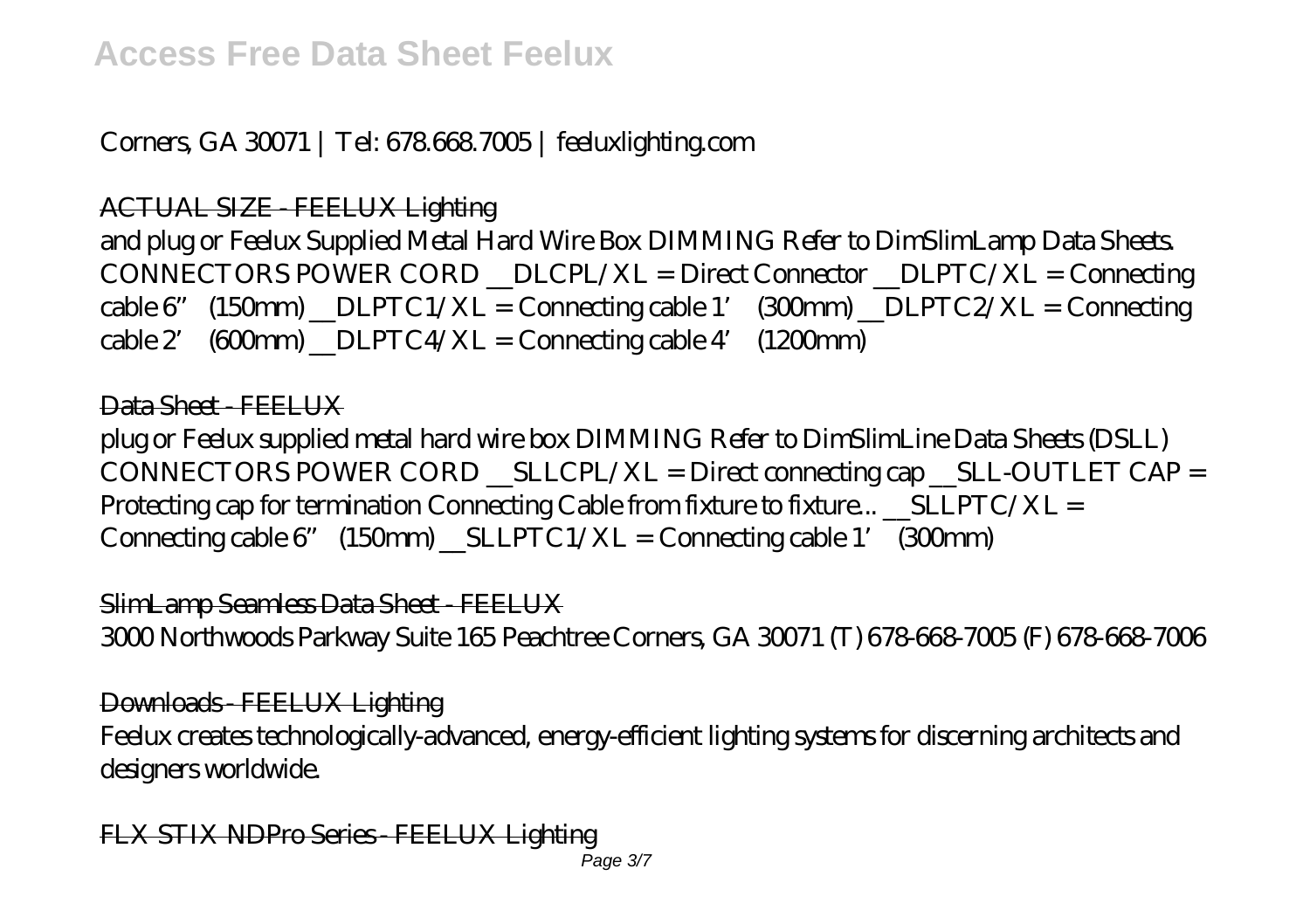Corners, GA 30071 | Tel: 678.668.7005 | feeluxlighting.com

## ACTUAL SIZE - FEELUX Lighting

and plug or Feelux Supplied Metal Hard Wire Box DIMMING Refer to DimSlimLamp Data Sheets. CONNECTORS POWER CORD __DLCPL/XL = Direct Connector __DLPTC/XL = Connecting cable 6" (150mm) __DLPTC1/XL = Connecting cable 1' (300mm) __DLPTC2/XL = Connecting cable 2' (600mm) __DLPTC4/XL = Connecting cable 4' (1200mm)

## Data Sheet - FEELUX

plug or Feelux supplied metal hard wire box DIMMING Refer to DimSlimLine Data Sheets (DSLL) CONNECTORS POWER CORD __SLLCPL/XL = Direct connecting cap __SLL-OUTLET CAP = Protecting cap for termination Connecting Cable from fixture to fixture... __SLLPTC/XL = Connecting cable 6" (150mm) __SLLPTC1/XL = Connecting cable 1' (300mm)

## SlimLamp Seamless Data Sheet - FEELUX

3000 Northwoods Parkway Suite 165 Peachtree Corners, GA 30071 (T) 678-668-7005 (F) 678-668-7006

## Downloads - FEELUX Lighting

Feelux creates technologically-advanced, energy-efficient lighting systems for discerning architects and designers worldwide.

## FLX STIX NDPro Series - FEELUX Lighting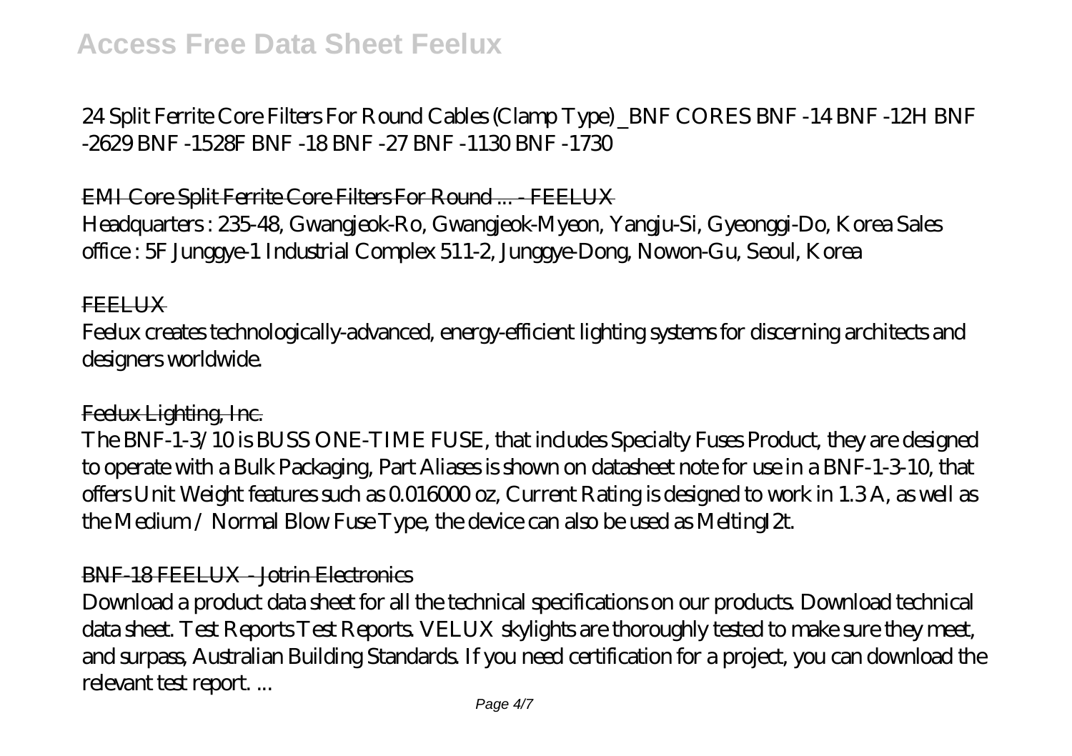24 Split Ferrite Core Filters For Round Cables (Clamp Type) _BNF CORES BNF -14 BNF -12H BNF -2629 BNF -1528F BNF -18 BNF -27 BNF -1130 BNF -1730

EMI Core Split Ferrite Core Filters For Round ... - FEELUX

Headquarters : 235-48, Gwangjeok-Ro, Gwangjeok-Myeon, Yangju-Si, Gyeonggi-Do, Korea Sales office : 5F Junggye-1 Industrial Complex 511-2, Junggye-Dong, Nowon-Gu, Seoul, Korea

FEELUX

Feelux creates technologically-advanced, energy-efficient lighting systems for discerning architects and designers worldwide.

Feelux Lighting, Inc.

The BNF-1-3/10 is BUSS ONE-TIME FUSE, that includes Specialty Fuses Product, they are designed to operate with a Bulk Packaging, Part Aliases is shown on datasheet note for use in a BNF-1-3-10, that offers Unit Weight features such as 0.016000 oz, Current Rating is designed to work in 1.3 A, as well as the Medium / Normal Blow Fuse Type, the device can also be used as MeltingI2t.

BNF-18 FEELUX - Jotrin Electronics

Download a product data sheet for all the technical specifications on our products. Download technical data sheet. Test Reports Test Reports. VELUX skylights are thoroughly tested to make sure they meet, and surpass, Australian Building Standards. If you need certification for a project, you can download the relevant test report. ...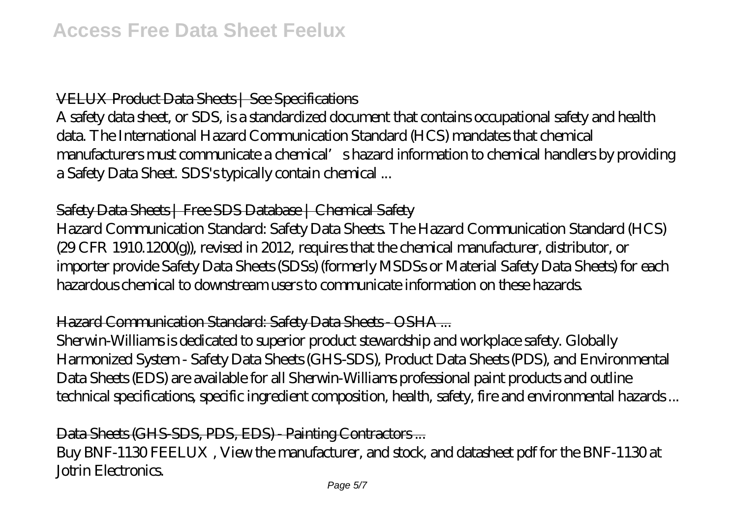VELUX Product Data Sheets | See Specifications

A safety data sheet, or SDS, is a standardized document that contains occupational safety and health data. The International Hazard Communication Standard (HCS) mandates that chemical manufacturers must communicate a chemical's hazard information to chemical handlers by providing a Safety Data Sheet. SDS's typically contain chemical ...

Safety Data Sheets | Free SDS Database | Chemical Safety

Hazard Communication Standard: Safety Data Sheets. The Hazard Communication Standard (HCS) (29 CFR 1910.1200(g)), revised in 2012, requires that the chemical manufacturer, distributor, or importer provide Safety Data Sheets (SDSs) (formerly MSDSs or Material Safety Data Sheets) for each hazardous chemical to downstream users to communicate information on these hazards.

Hazard Communication Standard: Safety Data Sheets - OSHA ...

Sherwin-Williams is dedicated to superior product stewardship and workplace safety. Globally Harmonized System - Safety Data Sheets (GHS-SDS), Product Data Sheets (PDS), and Environmental Data Sheets (EDS) are available for all Sherwin-Williams professional paint products and outline technical specifications, specific ingredient composition, health, safety, fire and environmental hazards ...

Data Sheets (GHS-SDS, PDS, EDS) - Painting Contractors ...

Buy BNF-1130 FEELUX , View the manufacturer, and stock, and datasheet pdf for the BNF-1130 at Jotrin Electronics.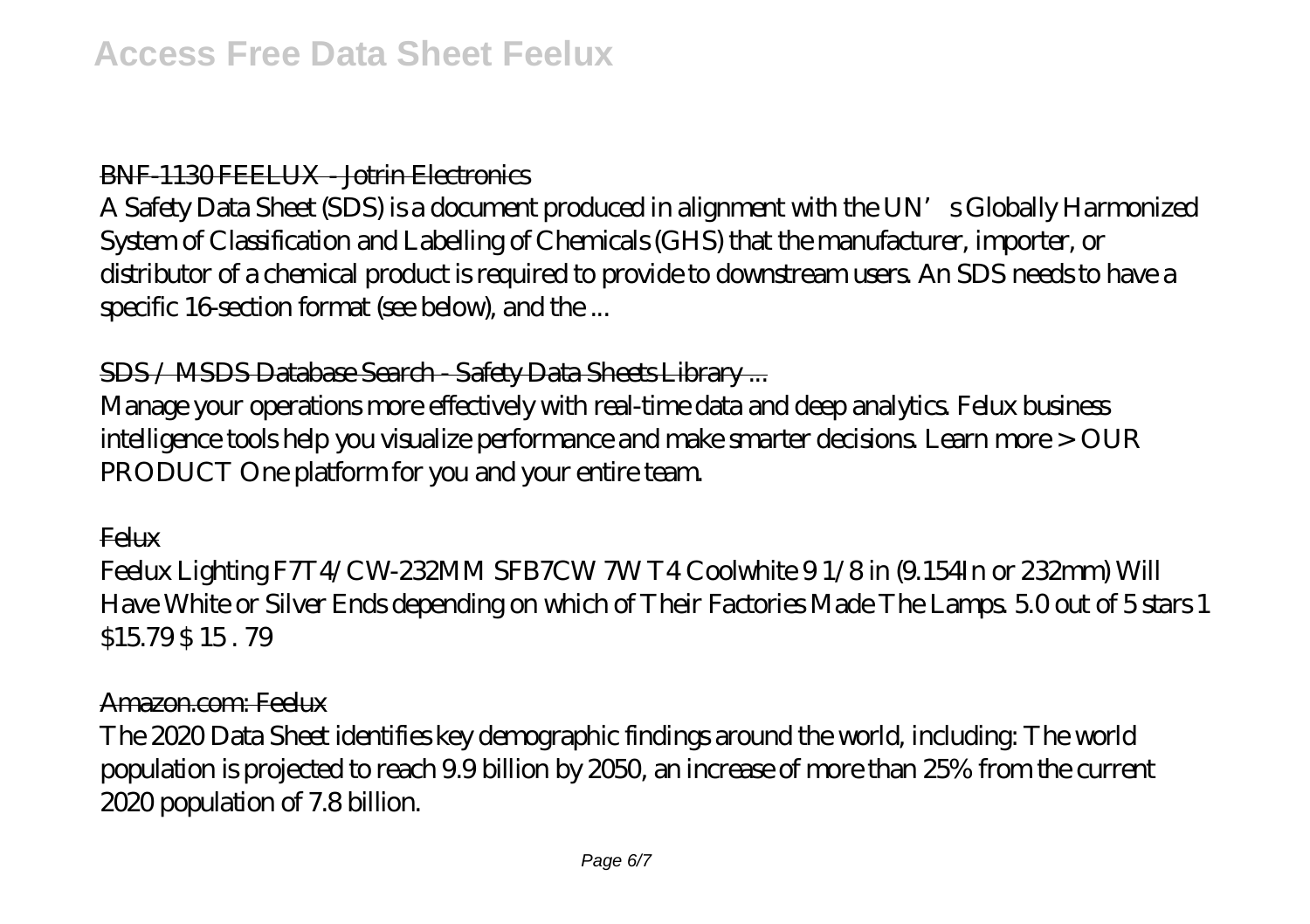### BNF-1130 FEELUX - Jotrin Electronics

A Safety Data Sheet (SDS) is a document produced in alignment with the UN's Globally Harmonized System of Classification and Labelling of Chemicals (GHS) that the manufacturer, importer, or distributor of a chemical product is required to provide to downstream users. An SDS needs to have a specific 16-section format (see below), and the ...

### SDS / MSDS Database Search - Safety Data Sheets Library ...

Manage your operations more effectively with real-time data and deep analytics. Felux business intelligence tools help you visualize performance and make smarter decisions. Learn more > OUR PRODUCT One platform for you and your entire team.

### Felux

Feelux Lighting F7T4/CW-232MM SFB7CW 7W T4 Coolwhite 9 1/8 in (9.154In or 232mm) Will Have White or Silver Ends depending on which of Their Factories Made The Lamps. 5.0 out of 5 stars 1 $15.79 $ 15 . 79

### Amazon.com: Feelux

The 2020 Data Sheet identifies key demographic findings around the world, including: The world population is projected to reach 9.9 billion by 2050, an increase of more than 25% from the current 2020 population of 7.8 billion.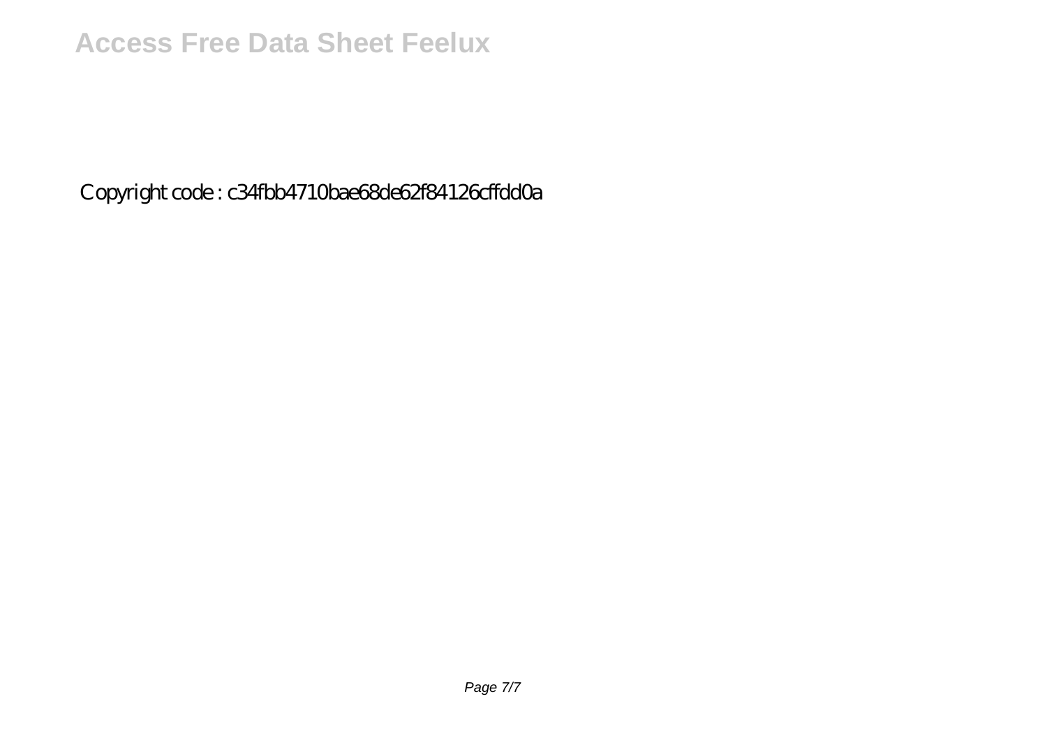Copyright code : c34fbb4710bae68de62f84126cffdd0a